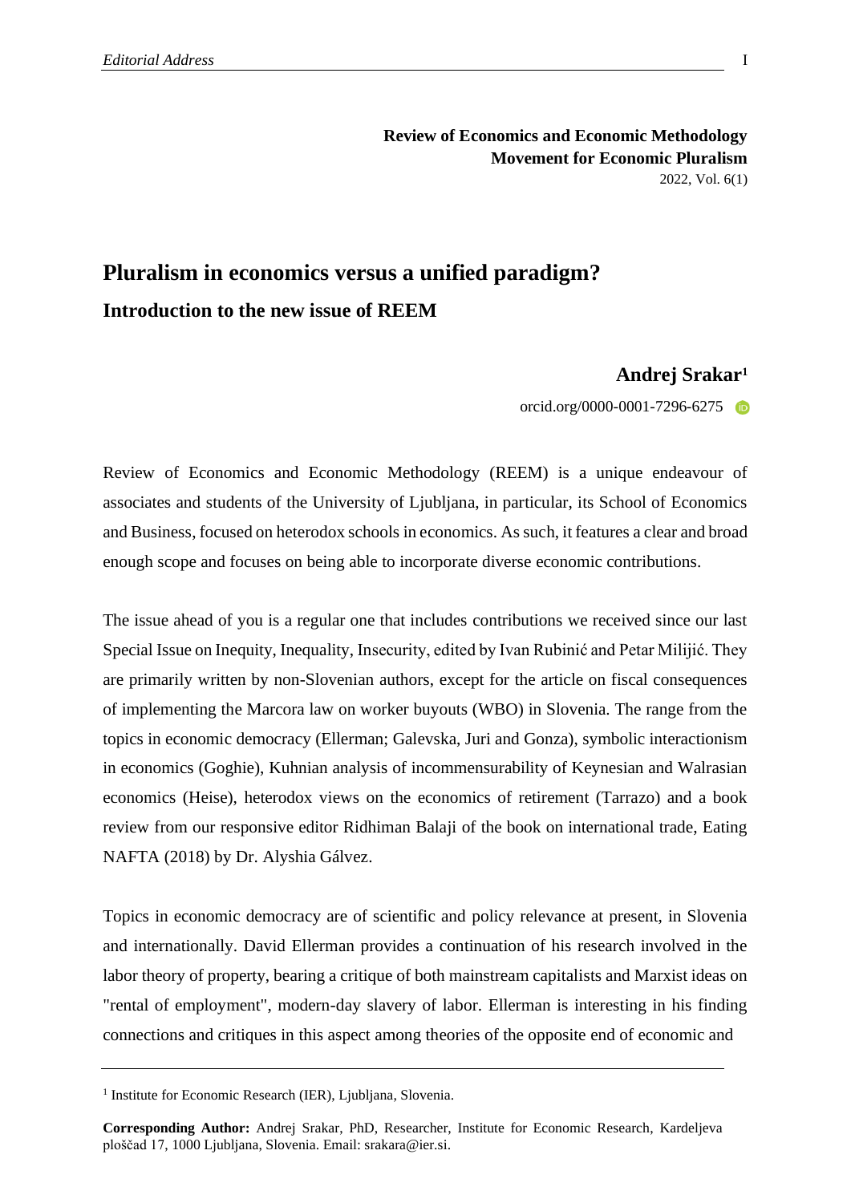**Review of Economics and Economic Methodology**
**Movement for Economic Pluralism**
2022, Vol. 6(1)

# Pluralism in economics versus a unified paradigm?

## Introduction to the new issue of REEM

**Andrej Srakar**[1]

orcid.org/0000-0001-7296-6275

Review of Economics and Economic Methodology (REEM) is a unique endeavour of associates and students of the University of Ljubljana, in particular, its School of Economics and Business, focused on heterodox schools in economics. As such, it features a clear and broad enough scope and focuses on being able to incorporate diverse economic contributions.

The issue ahead of you is a regular one that includes contributions we received since our last Special Issue on Inequity, Inequality, Insecurity, edited by Ivan Rubinić and Petar Milijić. They are primarily written by non-Slovenian authors, except for the article on fiscal consequences of implementing the Marcora law on worker buyouts (WBO) in Slovenia. The range from the topics in economic democracy (Ellerman; Galevska, Juri and Gonza), symbolic interactionism in economics (Goghie), Kuhnian analysis of incommensurability of Keynesian and Walrasian economics (Heise), heterodox views on the economics of retirement (Tarrazo) and a book review from our responsive editor Ridhiman Balaji of the book on international trade, Eating NAFTA (2018) by Dr. Alyshia Gálvez.

Topics in economic democracy are of scientific and policy relevance at present, in Slovenia and internationally. David Ellerman provides a continuation of his research involved in the labor theory of property, bearing a critique of both mainstream capitalists and Marxist ideas on "rental of employment", modern-day slavery of labor. Ellerman is interesting in his finding connections and critiques in this aspect among theories of the opposite end of economic and

---

[1] Institute for Economic Research (IER), Ljubljana, Slovenia.

**Corresponding Author:** Andrej Srakar, PhD, Researcher, Institute for Economic Research, Kardeljeva ploščad 17, 1000 Ljubljana, Slovenia. Email: srakara@ier.si.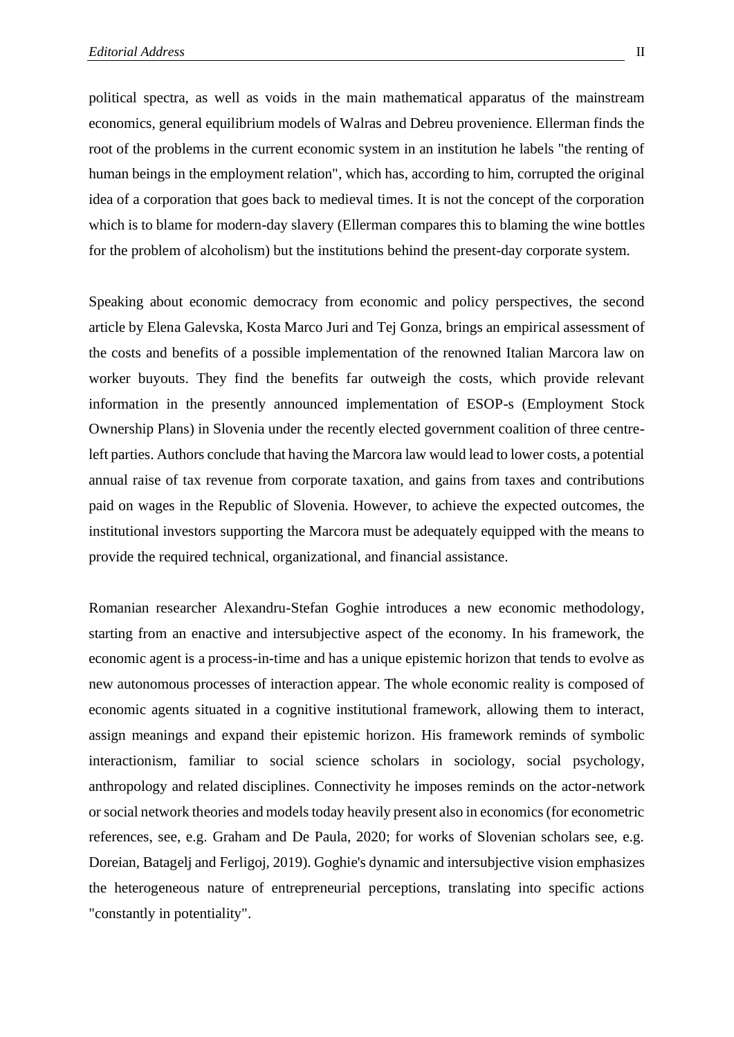political spectra, as well as voids in the main mathematical apparatus of the mainstream economics, general equilibrium models of Walras and Debreu provenience. Ellerman finds the root of the problems in the current economic system in an institution he labels "the renting of human beings in the employment relation", which has, according to him, corrupted the original idea of a corporation that goes back to medieval times. It is not the concept of the corporation which is to blame for modern-day slavery (Ellerman compares this to blaming the wine bottles for the problem of alcoholism) but the institutions behind the present-day corporate system.

Speaking about economic democracy from economic and policy perspectives, the second article by Elena Galevska, Kosta Marco Juri and Tej Gonza, brings an empirical assessment of the costs and benefits of a possible implementation of the renowned Italian Marcora law on worker buyouts. They find the benefits far outweigh the costs, which provide relevant information in the presently announced implementation of ESOP-s (Employment Stock Ownership Plans) in Slovenia under the recently elected government coalition of three centre-left parties. Authors conclude that having the Marcora law would lead to lower costs, a potential annual raise of tax revenue from corporate taxation, and gains from taxes and contributions paid on wages in the Republic of Slovenia. However, to achieve the expected outcomes, the institutional investors supporting the Marcora must be adequately equipped with the means to provide the required technical, organizational, and financial assistance.

Romanian researcher Alexandru-Stefan Goghie introduces a new economic methodology, starting from an enactive and intersubjective aspect of the economy. In his framework, the economic agent is a process-in-time and has a unique epistemic horizon that tends to evolve as new autonomous processes of interaction appear. The whole economic reality is composed of economic agents situated in a cognitive institutional framework, allowing them to interact, assign meanings and expand their epistemic horizon. His framework reminds of symbolic interactionism, familiar to social science scholars in sociology, social psychology, anthropology and related disciplines. Connectivity he imposes reminds on the actor-network or social network theories and models today heavily present also in economics (for econometric references, see, e.g. Graham and De Paula, 2020; for works of Slovenian scholars see, e.g. Doreian, Batagelj and Ferligoj, 2019). Goghie's dynamic and intersubjective vision emphasizes the heterogeneous nature of entrepreneurial perceptions, translating into specific actions "constantly in potentiality".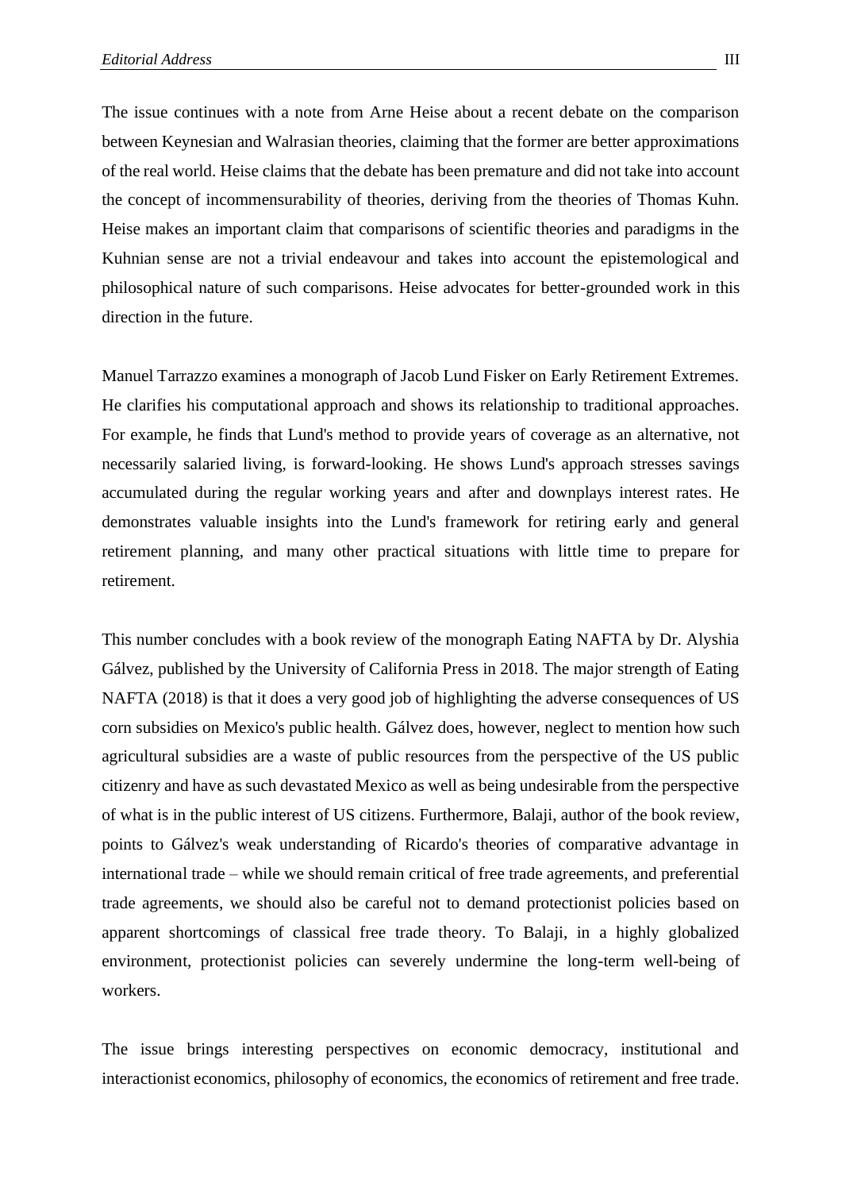The issue continues with a note from Arne Heise about a recent debate on the comparison between Keynesian and Walrasian theories, claiming that the former are better approximations of the real world. Heise claims that the debate has been premature and did not take into account the concept of incommensurability of theories, deriving from the theories of Thomas Kuhn. Heise makes an important claim that comparisons of scientific theories and paradigms in the Kuhnian sense are not a trivial endeavour and takes into account the epistemological and philosophical nature of such comparisons. Heise advocates for better-grounded work in this direction in the future.

Manuel Tarrazzo examines a monograph of Jacob Lund Fisker on Early Retirement Extremes. He clarifies his computational approach and shows its relationship to traditional approaches. For example, he finds that Lund's method to provide years of coverage as an alternative, not necessarily salaried living, is forward-looking. He shows Lund's approach stresses savings accumulated during the regular working years and after and downplays interest rates. He demonstrates valuable insights into the Lund's framework for retiring early and general retirement planning, and many other practical situations with little time to prepare for retirement.

This number concludes with a book review of the monograph Eating NAFTA by Dr. Alyshia Gálvez, published by the University of California Press in 2018. The major strength of Eating NAFTA (2018) is that it does a very good job of highlighting the adverse consequences of US corn subsidies on Mexico's public health. Gálvez does, however, neglect to mention how such agricultural subsidies are a waste of public resources from the perspective of the US public citizenry and have as such devastated Mexico as well as being undesirable from the perspective of what is in the public interest of US citizens. Furthermore, Balaji, author of the book review, points to Gálvez's weak understanding of Ricardo's theories of comparative advantage in international trade – while we should remain critical of free trade agreements, and preferential trade agreements, we should also be careful not to demand protectionist policies based on apparent shortcomings of classical free trade theory. To Balaji, in a highly globalized environment, protectionist policies can severely undermine the long-term well-being of workers.

The issue brings interesting perspectives on economic democracy, institutional and interactionist economics, philosophy of economics, the economics of retirement and free trade.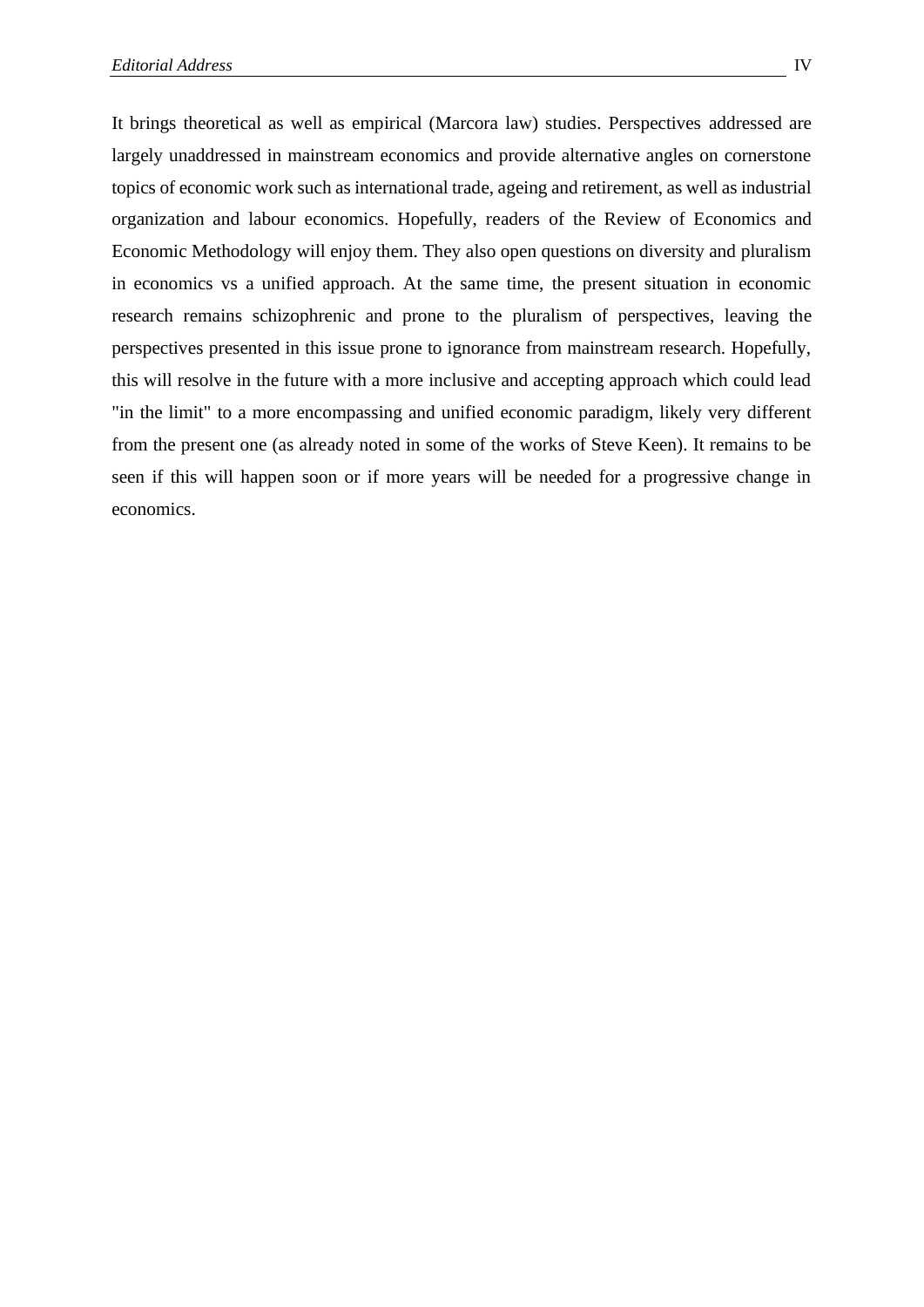It brings theoretical as well as empirical (Marcora law) studies. Perspectives addressed are largely unaddressed in mainstream economics and provide alternative angles on cornerstone topics of economic work such as international trade, ageing and retirement, as well as industrial organization and labour economics. Hopefully, readers of the Review of Economics and Economic Methodology will enjoy them. They also open questions on diversity and pluralism in economics vs a unified approach. At the same time, the present situation in economic research remains schizophrenic and prone to the pluralism of perspectives, leaving the perspectives presented in this issue prone to ignorance from mainstream research. Hopefully, this will resolve in the future with a more inclusive and accepting approach which could lead "in the limit" to a more encompassing and unified economic paradigm, likely very different from the present one (as already noted in some of the works of Steve Keen). It remains to be seen if this will happen soon or if more years will be needed for a progressive change in economics.